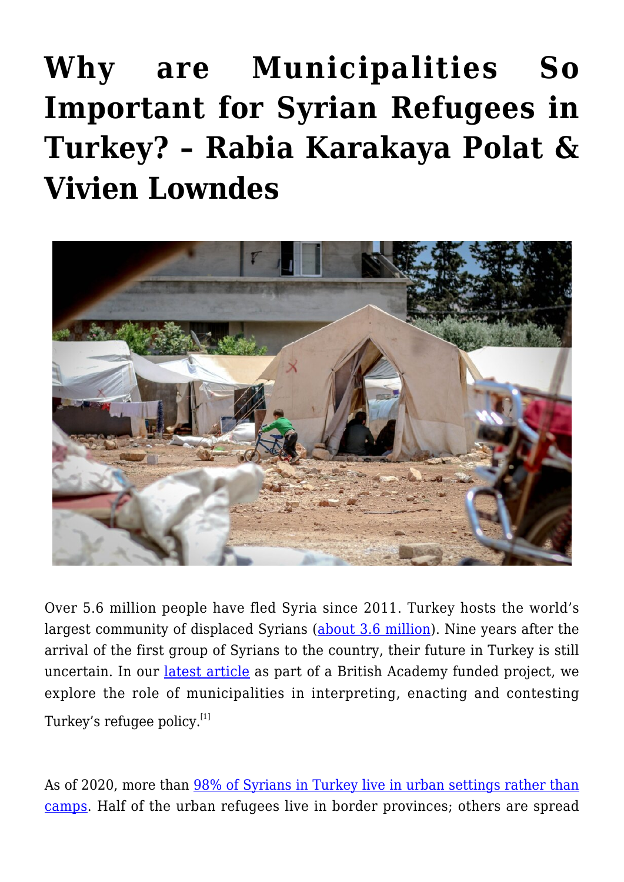# Why are Municipalities So Important for Syrian Refugees in Turkey? – Rabia Karakaya Polat & Vivien Lowndes

Over 5.6 million people have fled Syria since 2011. Turkey hosts the world's largest community of displaced Syrians (about 3.6 million). Nine years after the arrival of the first group of Syrians to the country, their future in Turkey is still uncertain. In our latest article as part of a British Academy funded project, we explore the role of municipalities in interpreting, enacting and contesting Turkey's refugee policy.[1]

As of 2020, more than 98% of Syrians in Turkey live in urban settings rather than camps. Half of the urban refugees live in border provinces; others are spread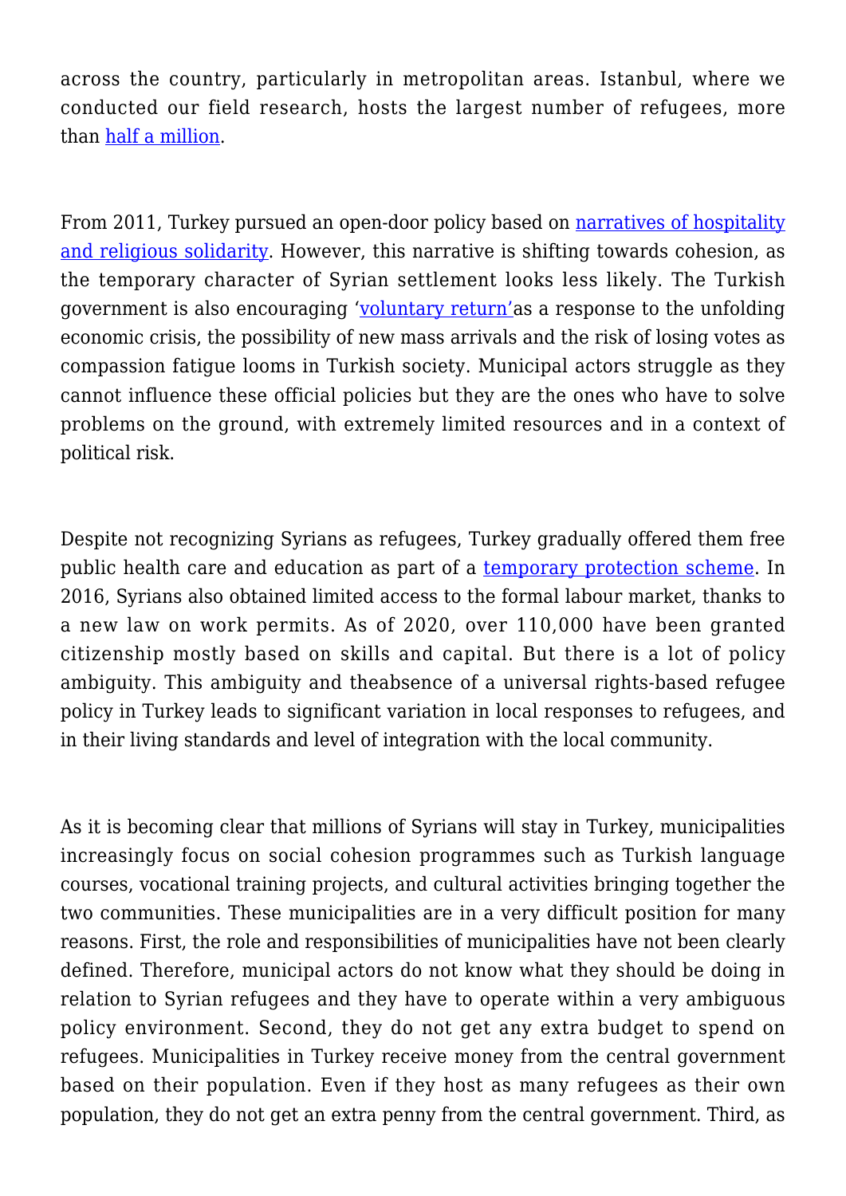across the country, particularly in metropolitan areas. Istanbul, where we conducted our field research, hosts the largest number of refugees, more than half a million.

From 2011, Turkey pursued an open-door policy based on narratives of hospitality and religious solidarity. However, this narrative is shifting towards cohesion, as the temporary character of Syrian settlement looks less likely. The Turkish government is also encouraging 'voluntary return'as a response to the unfolding economic crisis, the possibility of new mass arrivals and the risk of losing votes as compassion fatigue looms in Turkish society. Municipal actors struggle as they cannot influence these official policies but they are the ones who have to solve problems on the ground, with extremely limited resources and in a context of political risk.

Despite not recognizing Syrians as refugees, Turkey gradually offered them free public health care and education as part of a temporary protection scheme. In 2016, Syrians also obtained limited access to the formal labour market, thanks to a new law on work permits. As of 2020, over 110,000 have been granted citizenship mostly based on skills and capital. But there is a lot of policy ambiguity. This ambiguity and theabsence of a universal rights-based refugee policy in Turkey leads to significant variation in local responses to refugees, and in their living standards and level of integration with the local community.

As it is becoming clear that millions of Syrians will stay in Turkey, municipalities increasingly focus on social cohesion programmes such as Turkish language courses, vocational training projects, and cultural activities bringing together the two communities. These municipalities are in a very difficult position for many reasons. First, the role and responsibilities of municipalities have not been clearly defined. Therefore, municipal actors do not know what they should be doing in relation to Syrian refugees and they have to operate within a very ambiguous policy environment. Second, they do not get any extra budget to spend on refugees. Municipalities in Turkey receive money from the central government based on their population. Even if they host as many refugees as their own population, they do not get an extra penny from the central government. Third, as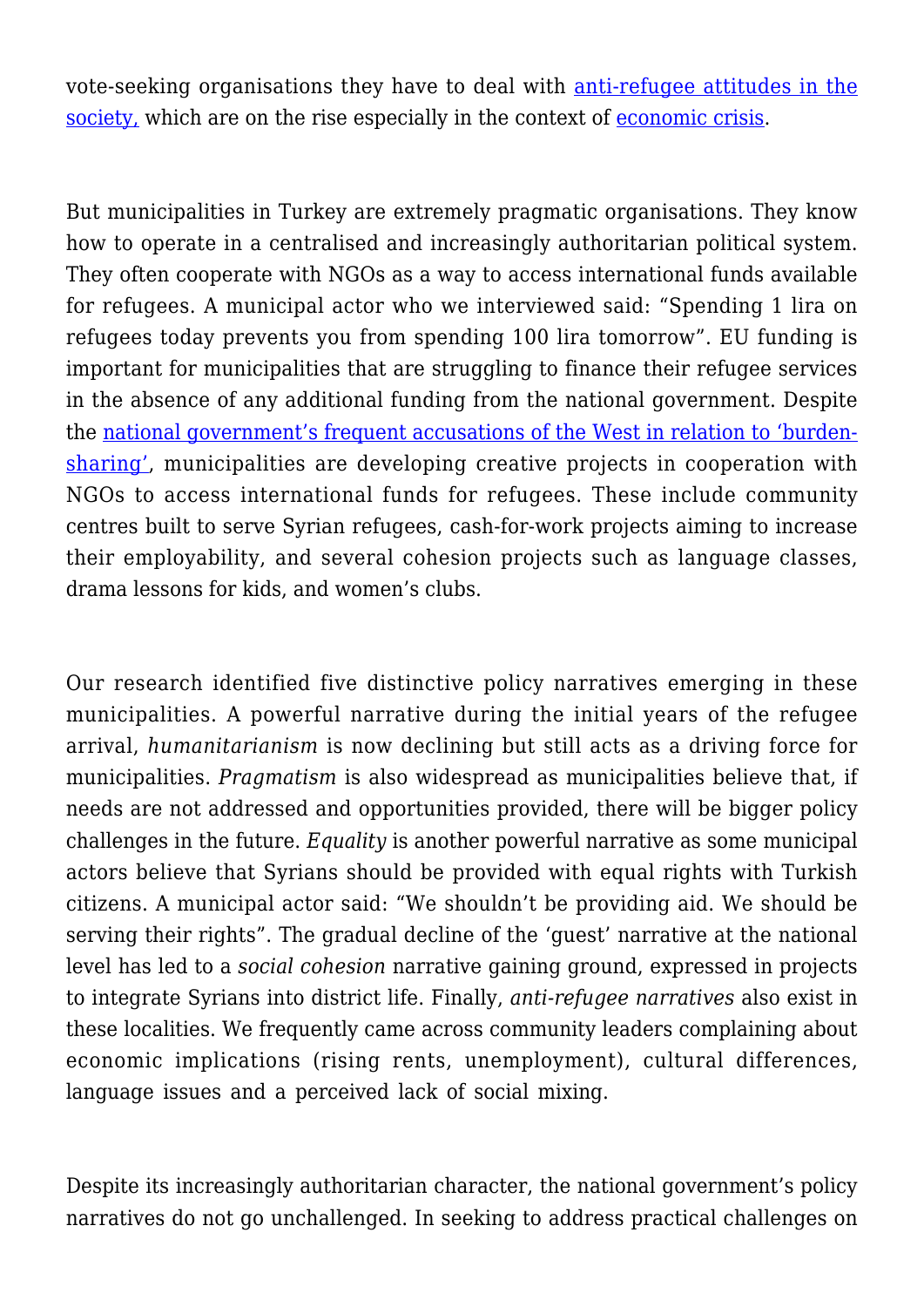vote-seeking organisations they have to deal with anti-refugee attitudes in the society, which are on the rise especially in the context of economic crisis.

But municipalities in Turkey are extremely pragmatic organisations. They know how to operate in a centralised and increasingly authoritarian political system. They often cooperate with NGOs as a way to access international funds available for refugees. A municipal actor who we interviewed said: "Spending 1 lira on refugees today prevents you from spending 100 lira tomorrow". EU funding is important for municipalities that are struggling to finance their refugee services in the absence of any additional funding from the national government. Despite the national government's frequent accusations of the West in relation to 'burden-sharing', municipalities are developing creative projects in cooperation with NGOs to access international funds for refugees. These include community centres built to serve Syrian refugees, cash-for-work projects aiming to increase their employability, and several cohesion projects such as language classes, drama lessons for kids, and women's clubs.

Our research identified five distinctive policy narratives emerging in these municipalities. A powerful narrative during the initial years of the refugee arrival, *humanitarianism* is now declining but still acts as a driving force for municipalities. *Pragmatism* is also widespread as municipalities believe that, if needs are not addressed and opportunities provided, there will be bigger policy challenges in the future. *Equality* is another powerful narrative as some municipal actors believe that Syrians should be provided with equal rights with Turkish citizens. A municipal actor said: "We shouldn't be providing aid. We should be serving their rights". The gradual decline of the 'guest' narrative at the national level has led to a *social cohesion* narrative gaining ground, expressed in projects to integrate Syrians into district life. Finally, *anti-refugee narratives* also exist in these localities. We frequently came across community leaders complaining about economic implications (rising rents, unemployment), cultural differences, language issues and a perceived lack of social mixing.

Despite its increasingly authoritarian character, the national government's policy narratives do not go unchallenged. In seeking to address practical challenges on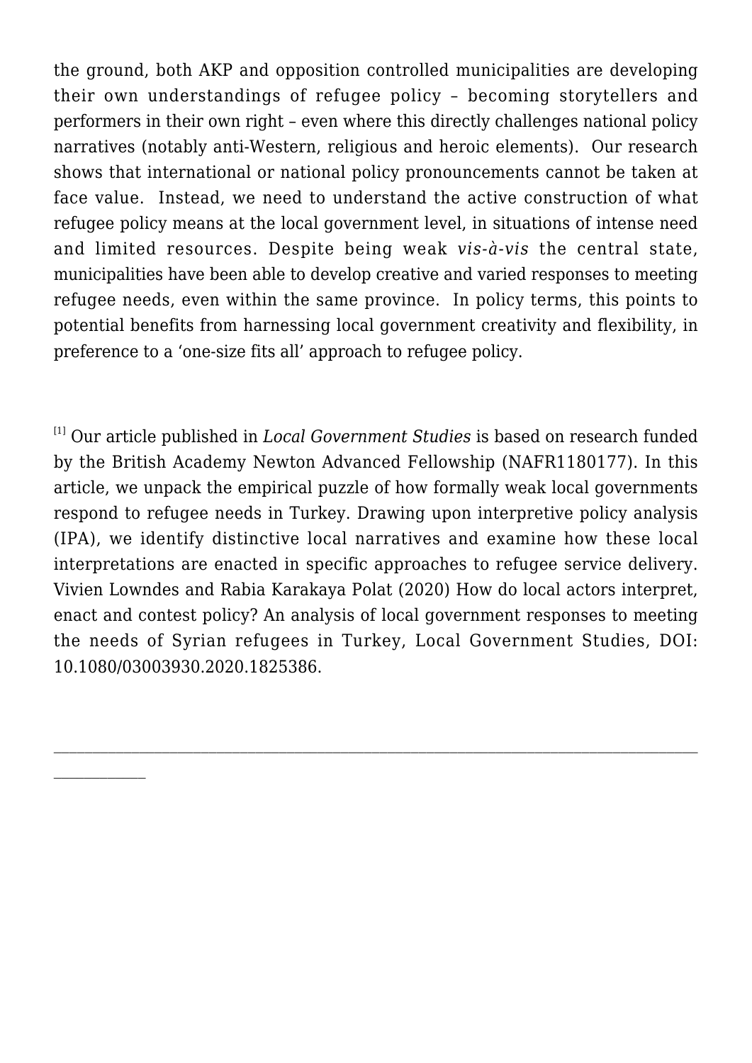the ground, both AKP and opposition controlled municipalities are developing their own understandings of refugee policy – becoming storytellers and performers in their own right – even where this directly challenges national policy narratives (notably anti-Western, religious and heroic elements). Our research shows that international or national policy pronouncements cannot be taken at face value. Instead, we need to understand the active construction of what refugee policy means at the local government level, in situations of intense need and limited resources. Despite being weak *vis-à-vis* the central state, municipalities have been able to develop creative and varied responses to meeting refugee needs, even within the same province. In policy terms, this points to potential benefits from harnessing local government creativity and flexibility, in preference to a 'one-size fits all' approach to refugee policy.

[1] Our article published in *Local Government Studies* is based on research funded by the British Academy Newton Advanced Fellowship (NAFR1180177). In this article, we unpack the empirical puzzle of how formally weak local governments respond to refugee needs in Turkey. Drawing upon interpretive policy analysis (IPA), we identify distinctive local narratives and examine how these local interpretations are enacted in specific approaches to refugee service delivery. Vivien Lowndes and Rabia Karakaya Polat (2020) How do local actors interpret, enact and contest policy? An analysis of local government responses to meeting the needs of Syrian refugees in Turkey, Local Government Studies, DOI: 10.1080/03003930.2020.1825386.

---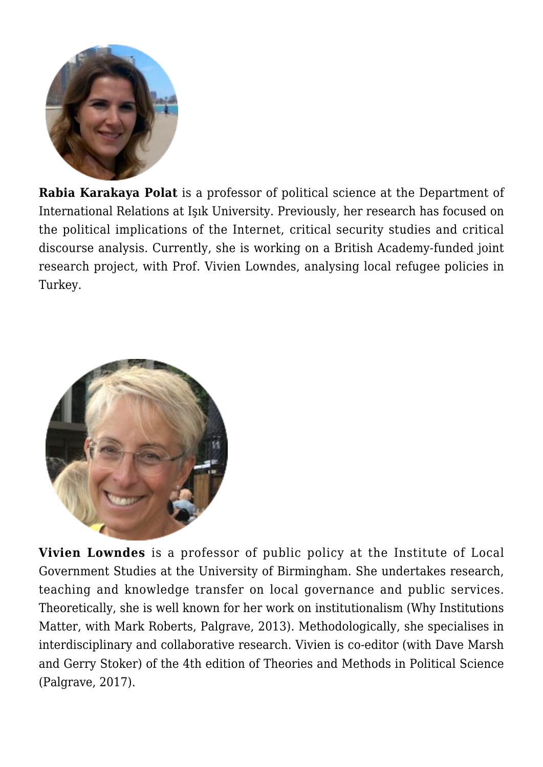**Rabia Karakaya Polat** is a professor of political science at the Department of International Relations at Işık University. Previously, her research has focused on the political implications of the Internet, critical security studies and critical discourse analysis. Currently, she is working on a British Academy-funded joint research project, with Prof. Vivien Lowndes, analysing local refugee policies in Turkey.

**Vivien Lowndes** is a professor of public policy at the Institute of Local Government Studies at the University of Birmingham. She undertakes research, teaching and knowledge transfer on local governance and public services. Theoretically, she is well known for her work on institutionalism (Why Institutions Matter, with Mark Roberts, Palgrave, 2013). Methodologically, she specialises in interdisciplinary and collaborative research. Vivien is co-editor (with Dave Marsh and Gerry Stoker) of the 4th edition of Theories and Methods in Political Science (Palgrave, 2017).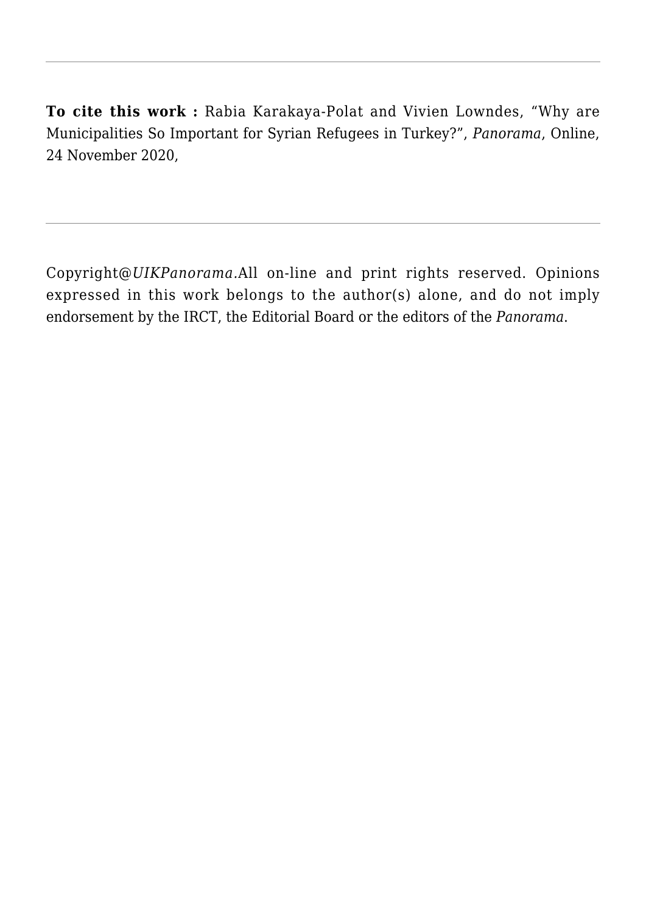---

**To cite this work :** Rabia Karakaya-Polat and Vivien Lowndes, "Why are Municipalities So Important for Syrian Refugees in Turkey?", *Panorama*, Online, 24 November 2020,

---

Copyright@*UIKPanorama*.All on-line and print rights reserved. Opinions expressed in this work belongs to the author(s) alone, and do not imply endorsement by the IRCT, the Editorial Board or the editors of the *Panorama*.